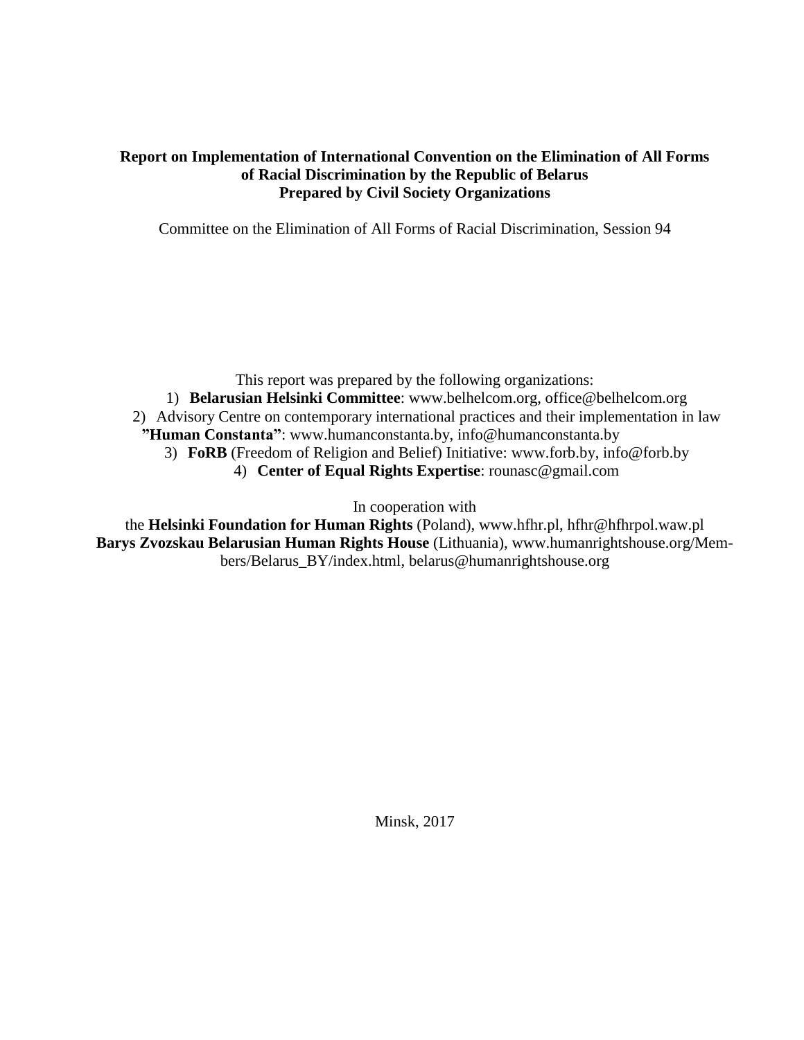# Report on Implementation of International Convention on the Elimination of All Forms of Racial Discrimination by the Republic of Belarus
# Prepared by Civil Society Organizations

Committee on the Elimination of All Forms of Racial Discrimination, Session 94

This report was prepared by the following organizations:

1) **Belarusian Helsinki Committee**: www.belhelcom.org, office@belhelcom.org
2) Advisory Centre on contemporary international practices and their implementation in law **"Human Constanta"**: www.humanconstanta.by, info@humanconstanta.by
3) **FoRB** (Freedom of Religion and Belief) Initiative: www.forb.by, info@forb.by
4) **Center of Equal Rights Expertise**: rounasc@gmail.com

In cooperation with

the **Helsinki Foundation for Human Rights** (Poland), www.hfhr.pl, hfhr@hfhrpol.waw.pl
**Barys Zvozskau Belarusian Human Rights House** (Lithuania), www.humanrightshouse.org/Members/Belarus_BY/index.html, belarus@humanrightshouse.org

Minsk, 2017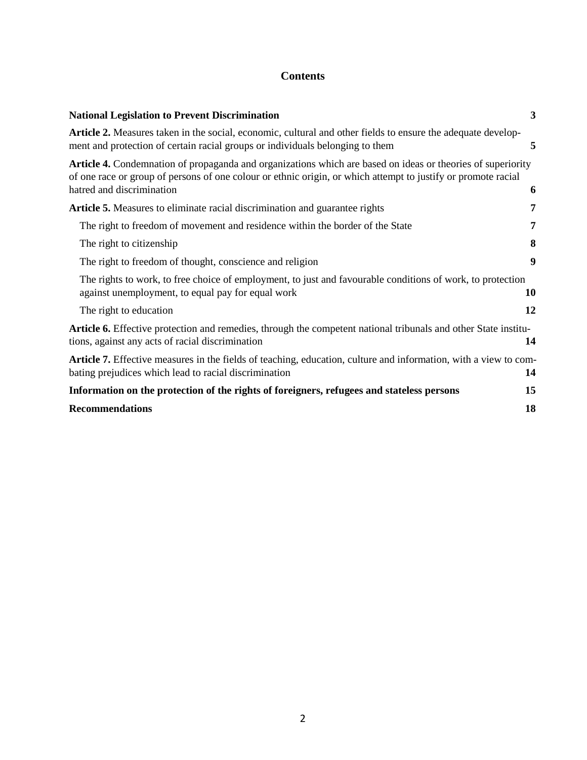# Contents

| | |
|---|---|
| **National Legislation to Prevent Discrimination** | **3** |
| **Article 2.** Measures taken in the social, economic, cultural and other fields to ensure the adequate development and protection of certain racial groups or individuals belonging to them | **5** |
| **Article 4.** Condemnation of propaganda and organizations which are based on ideas or theories of superiority of one race or group of persons of one colour or ethnic origin, or which attempt to justify or promote racial hatred and discrimination | **6** |
| **Article 5.** Measures to eliminate racial discrimination and guarantee rights | **7** |
| The right to freedom of movement and residence within the border of the State | **7** |
| The right to citizenship | **8** |
| The right to freedom of thought, conscience and religion | **9** |
| The rights to work, to free choice of employment, to just and favourable conditions of work, to protection against unemployment, to equal pay for equal work | **10** |
| The right to education | **12** |
| **Article 6.** Effective protection and remedies, through the competent national tribunals and other State institutions, against any acts of racial discrimination | **14** |
| **Article 7.** Effective measures in the fields of teaching, education, culture and information, with a view to combating prejudices which lead to racial discrimination | **14** |
| **Information on the protection of the rights of foreigners, refugees and stateless persons** | **15** |
| **Recommendations** | **18** |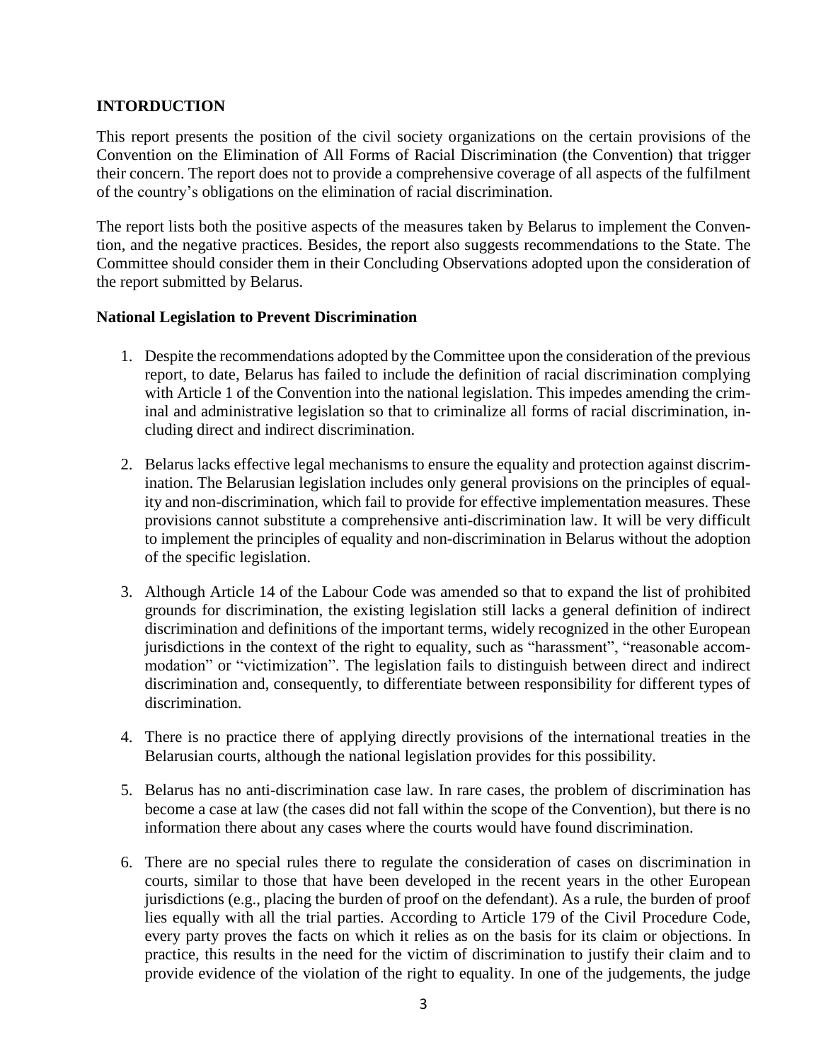## INTORDUCTION

This report presents the position of the civil society organizations on the certain provisions of the Convention on the Elimination of All Forms of Racial Discrimination (the Convention) that trigger their concern. The report does not to provide a comprehensive coverage of all aspects of the fulfilment of the country's obligations on the elimination of racial discrimination.

The report lists both the positive aspects of the measures taken by Belarus to implement the Convention, and the negative practices. Besides, the report also suggests recommendations to the State. The Committee should consider them in their Concluding Observations adopted upon the consideration of the report submitted by Belarus.

### National Legislation to Prevent Discrimination

1. Despite the recommendations adopted by the Committee upon the consideration of the previous report, to date, Belarus has failed to include the definition of racial discrimination complying with Article 1 of the Convention into the national legislation. This impedes amending the criminal and administrative legislation so that to criminalize all forms of racial discrimination, including direct and indirect discrimination.

2. Belarus lacks effective legal mechanisms to ensure the equality and protection against discrimination. The Belarusian legislation includes only general provisions on the principles of equality and non-discrimination, which fail to provide for effective implementation measures. These provisions cannot substitute a comprehensive anti-discrimination law. It will be very difficult to implement the principles of equality and non-discrimination in Belarus without the adoption of the specific legislation.

3. Although Article 14 of the Labour Code was amended so that to expand the list of prohibited grounds for discrimination, the existing legislation still lacks a general definition of indirect discrimination and definitions of the important terms, widely recognized in the other European jurisdictions in the context of the right to equality, such as "harassment", "reasonable accommodation" or "victimization". The legislation fails to distinguish between direct and indirect discrimination and, consequently, to differentiate between responsibility for different types of discrimination.

4. There is no practice there of applying directly provisions of the international treaties in the Belarusian courts, although the national legislation provides for this possibility.

5. Belarus has no anti-discrimination case law. In rare cases, the problem of discrimination has become a case at law (the cases did not fall within the scope of the Convention), but there is no information there about any cases where the courts would have found discrimination.

6. There are no special rules there to regulate the consideration of cases on discrimination in courts, similar to those that have been developed in the recent years in the other European jurisdictions (e.g., placing the burden of proof on the defendant). As a rule, the burden of proof lies equally with all the trial parties. According to Article 179 of the Civil Procedure Code, every party proves the facts on which it relies as on the basis for its claim or objections. In practice, this results in the need for the victim of discrimination to justify their claim and to provide evidence of the violation of the right to equality. In one of the judgements, the judge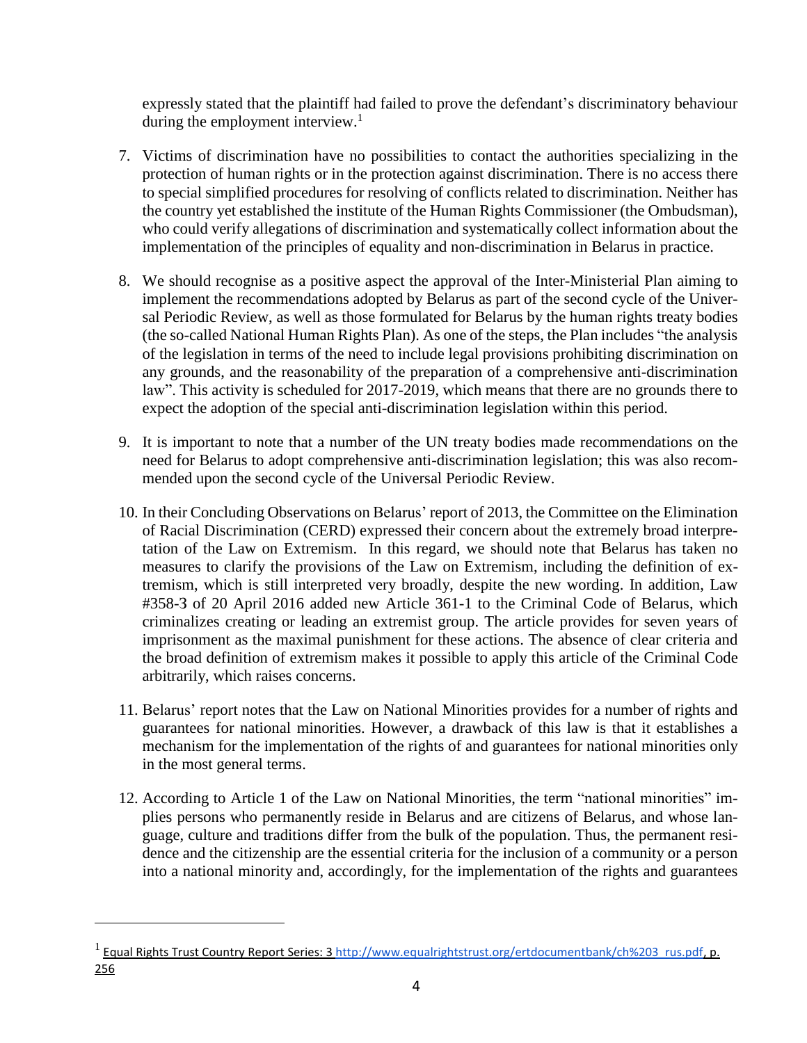expressly stated that the plaintiff had failed to prove the defendant's discriminatory behaviour during the employment interview.[1]

7. Victims of discrimination have no possibilities to contact the authorities specializing in the protection of human rights or in the protection against discrimination. There is no access there to special simplified procedures for resolving of conflicts related to discrimination. Neither has the country yet established the institute of the Human Rights Commissioner (the Ombudsman), who could verify allegations of discrimination and systematically collect information about the implementation of the principles of equality and non-discrimination in Belarus in practice.

8. We should recognise as a positive aspect the approval of the Inter-Ministerial Plan aiming to implement the recommendations adopted by Belarus as part of the second cycle of the Universal Periodic Review, as well as those formulated for Belarus by the human rights treaty bodies (the so-called National Human Rights Plan). As one of the steps, the Plan includes "the analysis of the legislation in terms of the need to include legal provisions prohibiting discrimination on any grounds, and the reasonability of the preparation of a comprehensive anti-discrimination law". This activity is scheduled for 2017-2019, which means that there are no grounds there to expect the adoption of the special anti-discrimination legislation within this period.

9. It is important to note that a number of the UN treaty bodies made recommendations on the need for Belarus to adopt comprehensive anti-discrimination legislation; this was also recommended upon the second cycle of the Universal Periodic Review.

10. In their Concluding Observations on Belarus' report of 2013, the Committee on the Elimination of Racial Discrimination (CERD) expressed their concern about the extremely broad interpretation of the Law on Extremism. In this regard, we should note that Belarus has taken no measures to clarify the provisions of the Law on Extremism, including the definition of extremism, which is still interpreted very broadly, despite the new wording. In addition, Law #358-3 of 20 April 2016 added new Article 361-1 to the Criminal Code of Belarus, which criminalizes creating or leading an extremist group. The article provides for seven years of imprisonment as the maximal punishment for these actions. The absence of clear criteria and the broad definition of extremism makes it possible to apply this article of the Criminal Code arbitrarily, which raises concerns.

11. Belarus' report notes that the Law on National Minorities provides for a number of rights and guarantees for national minorities. However, a drawback of this law is that it establishes a mechanism for the implementation of the rights of and guarantees for national minorities only in the most general terms.

12. According to Article 1 of the Law on National Minorities, the term "national minorities" implies persons who permanently reside in Belarus and are citizens of Belarus, and whose language, culture and traditions differ from the bulk of the population. Thus, the permanent residence and the citizenship are the essential criteria for the inclusion of a community or a person into a national minority and, accordingly, for the implementation of the rights and guarantees

---

[1] Equal Rights Trust Country Report Series: 3 http://www.equalrightstrust.org/ertdocumentbank/ch%203_rus.pdf, p. 256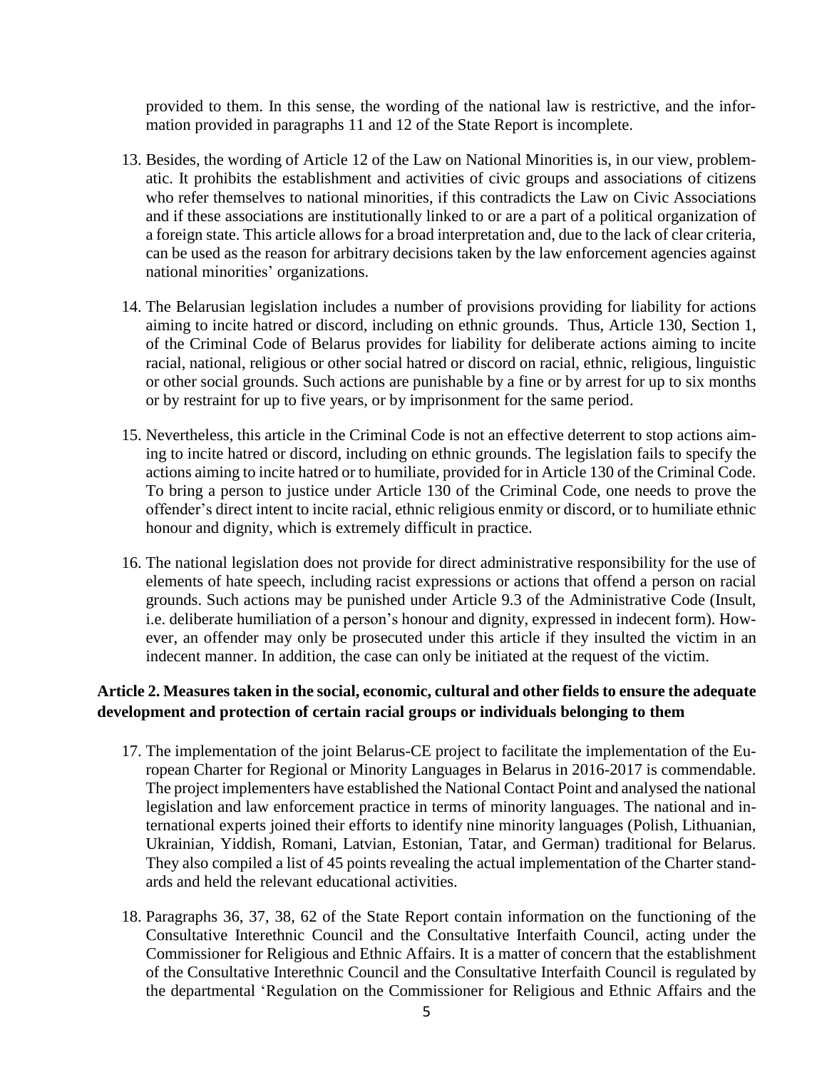provided to them. In this sense, the wording of the national law is restrictive, and the information provided in paragraphs 11 and 12 of the State Report is incomplete.

13. Besides, the wording of Article 12 of the Law on National Minorities is, in our view, problematic. It prohibits the establishment and activities of civic groups and associations of citizens who refer themselves to national minorities, if this contradicts the Law on Civic Associations and if these associations are institutionally linked to or are a part of a political organization of a foreign state. This article allows for a broad interpretation and, due to the lack of clear criteria, can be used as the reason for arbitrary decisions taken by the law enforcement agencies against national minorities' organizations.

14. The Belarusian legislation includes a number of provisions providing for liability for actions aiming to incite hatred or discord, including on ethnic grounds. Thus, Article 130, Section 1, of the Criminal Code of Belarus provides for liability for deliberate actions aiming to incite racial, national, religious or other social hatred or discord on racial, ethnic, religious, linguistic or other social grounds. Such actions are punishable by a fine or by arrest for up to six months or by restraint for up to five years, or by imprisonment for the same period.

15. Nevertheless, this article in the Criminal Code is not an effective deterrent to stop actions aiming to incite hatred or discord, including on ethnic grounds. The legislation fails to specify the actions aiming to incite hatred or to humiliate, provided for in Article 130 of the Criminal Code. To bring a person to justice under Article 130 of the Criminal Code, one needs to prove the offender's direct intent to incite racial, ethnic religious enmity or discord, or to humiliate ethnic honour and dignity, which is extremely difficult in practice.

16. The national legislation does not provide for direct administrative responsibility for the use of elements of hate speech, including racist expressions or actions that offend a person on racial grounds. Such actions may be punished under Article 9.3 of the Administrative Code (Insult, i.e. deliberate humiliation of a person's honour and dignity, expressed in indecent form). However, an offender may only be prosecuted under this article if they insulted the victim in an indecent manner. In addition, the case can only be initiated at the request of the victim.

### Article 2. Measures taken in the social, economic, cultural and other fields to ensure the adequate development and protection of certain racial groups or individuals belonging to them

17. The implementation of the joint Belarus-CE project to facilitate the implementation of the European Charter for Regional or Minority Languages in Belarus in 2016-2017 is commendable. The project implementers have established the National Contact Point and analysed the national legislation and law enforcement practice in terms of minority languages. The national and international experts joined their efforts to identify nine minority languages (Polish, Lithuanian, Ukrainian, Yiddish, Romani, Latvian, Estonian, Tatar, and German) traditional for Belarus. They also compiled a list of 45 points revealing the actual implementation of the Charter standards and held the relevant educational activities.

18. Paragraphs 36, 37, 38, 62 of the State Report contain information on the functioning of the Consultative Interethnic Council and the Consultative Interfaith Council, acting under the Commissioner for Religious and Ethnic Affairs. It is a matter of concern that the establishment of the Consultative Interethnic Council and the Consultative Interfaith Council is regulated by the departmental 'Regulation on the Commissioner for Religious and Ethnic Affairs and the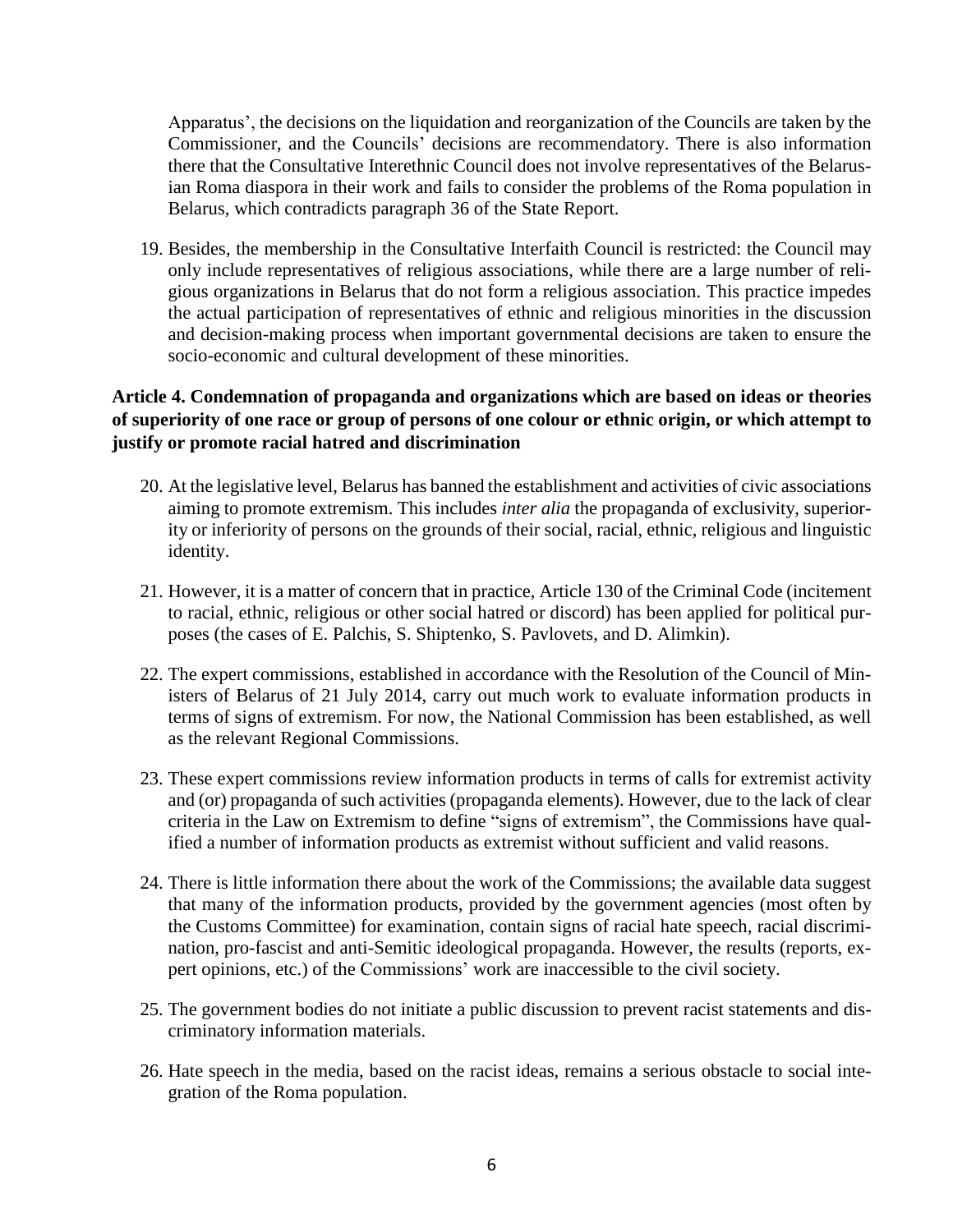Apparatus', the decisions on the liquidation and reorganization of the Councils are taken by the Commissioner, and the Councils' decisions are recommendatory. There is also information there that the Consultative Interethnic Council does not involve representatives of the Belarusian Roma diaspora in their work and fails to consider the problems of the Roma population in Belarus, which contradicts paragraph 36 of the State Report.

19. Besides, the membership in the Consultative Interfaith Council is restricted: the Council may only include representatives of religious associations, while there are a large number of religious organizations in Belarus that do not form a religious association. This practice impedes the actual participation of representatives of ethnic and religious minorities in the discussion and decision-making process when important governmental decisions are taken to ensure the socio-economic and cultural development of these minorities.

**Article 4. Condemnation of propaganda and organizations which are based on ideas or theories of superiority of one race or group of persons of one colour or ethnic origin, or which attempt to justify or promote racial hatred and discrimination**

20. At the legislative level, Belarus has banned the establishment and activities of civic associations aiming to promote extremism. This includes *inter alia* the propaganda of exclusivity, superiority or inferiority of persons on the grounds of their social, racial, ethnic, religious and linguistic identity.

21. However, it is a matter of concern that in practice, Article 130 of the Criminal Code (incitement to racial, ethnic, religious or other social hatred or discord) has been applied for political purposes (the cases of E. Palchis, S. Shiptenko, S. Pavlovets, and D. Alimkin).

22. The expert commissions, established in accordance with the Resolution of the Council of Ministers of Belarus of 21 July 2014, carry out much work to evaluate information products in terms of signs of extremism. For now, the National Commission has been established, as well as the relevant Regional Commissions.

23. These expert commissions review information products in terms of calls for extremist activity and (or) propaganda of such activities (propaganda elements). However, due to the lack of clear criteria in the Law on Extremism to define "signs of extremism", the Commissions have qualified a number of information products as extremist without sufficient and valid reasons.

24. There is little information there about the work of the Commissions; the available data suggest that many of the information products, provided by the government agencies (most often by the Customs Committee) for examination, contain signs of racial hate speech, racial discrimination, pro-fascist and anti-Semitic ideological propaganda. However, the results (reports, expert opinions, etc.) of the Commissions' work are inaccessible to the civil society.

25. The government bodies do not initiate a public discussion to prevent racist statements and discriminatory information materials.

26. Hate speech in the media, based on the racist ideas, remains a serious obstacle to social integration of the Roma population.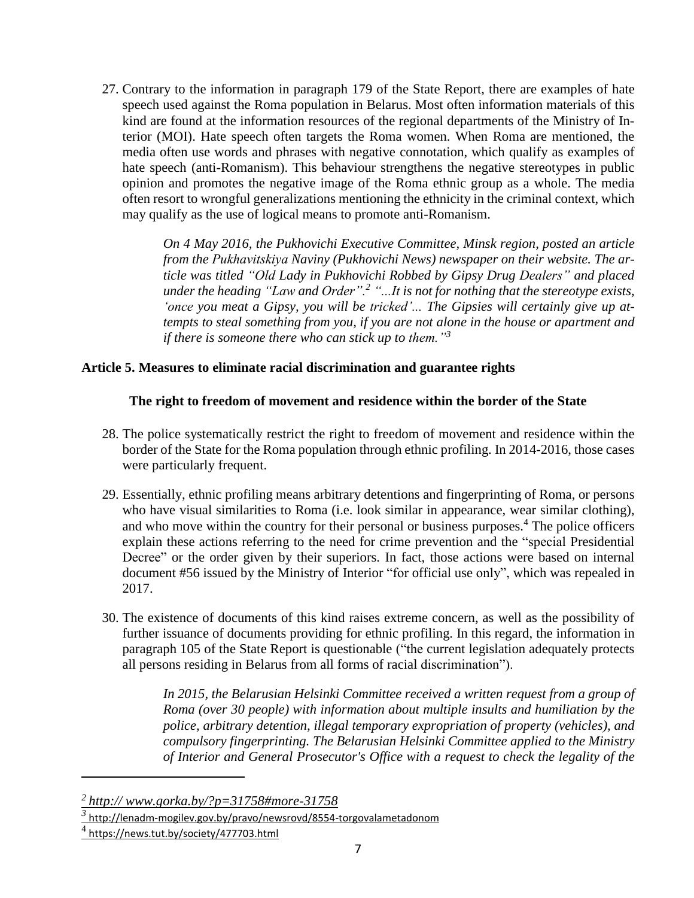27. Contrary to the information in paragraph 179 of the State Report, there are examples of hate speech used against the Roma population in Belarus. Most often information materials of this kind are found at the information resources of the regional departments of the Ministry of Interior (MOI). Hate speech often targets the Roma women. When Roma are mentioned, the media often use words and phrases with negative connotation, which qualify as examples of hate speech (anti-Romanism). This behaviour strengthens the negative stereotypes in public opinion and promotes the negative image of the Roma ethnic group as a whole. The media often resort to wrongful generalizations mentioning the ethnicity in the criminal context, which may qualify as the use of logical means to promote anti-Romanism.

> *On 4 May 2016, the Pukhovichi Executive Committee, Minsk region, posted an article from the Pukhavitskiya Naviny (Pukhovichi News) newspaper on their website. The article was titled "Old Lady in Pukhovichi Robbed by Gipsy Drug Dealers" and placed under the heading "Law and Order".[2] "...It is not for nothing that the stereotype exists, 'once you meat a Gipsy, you will be tricked'... The Gipsies will certainly give up attempts to steal something from you, if you are not alone in the house or apartment and if there is someone there who can stick up to them."[3]*

### Article 5. Measures to eliminate racial discrimination and guarantee rights

#### The right to freedom of movement and residence within the border of the State

28. The police systematically restrict the right to freedom of movement and residence within the border of the State for the Roma population through ethnic profiling. In 2014-2016, those cases were particularly frequent.

29. Essentially, ethnic profiling means arbitrary detentions and fingerprinting of Roma, or persons who have visual similarities to Roma (i.e. look similar in appearance, wear similar clothing), and who move within the country for their personal or business purposes.[4] The police officers explain these actions referring to the need for crime prevention and the "special Presidential Decree" or the order given by their superiors. In fact, those actions were based on internal document #56 issued by the Ministry of Interior "for official use only", which was repealed in 2017.

30. The existence of documents of this kind raises extreme concern, as well as the possibility of further issuance of documents providing for ethnic profiling. In this regard, the information in paragraph 105 of the State Report is questionable ("the current legislation adequately protects all persons residing in Belarus from all forms of racial discrimination").

> *In 2015, the Belarusian Helsinki Committee received a written request from a group of Roma (over 30 people) with information about multiple insults and humiliation by the police, arbitrary detention, illegal temporary expropriation of property (vehicles), and compulsory fingerprinting. The Belarusian Helsinki Committee applied to the Ministry of Interior and General Prosecutor's Office with a request to check the legality of the*

---

[2] *http:// www.gorka.by/?p=31758#more-31758*

[3] http://lenadm-mogilev.gov.by/pravo/newsrovd/8554-torgovalametadonom

[4] https://news.tut.by/society/477703.html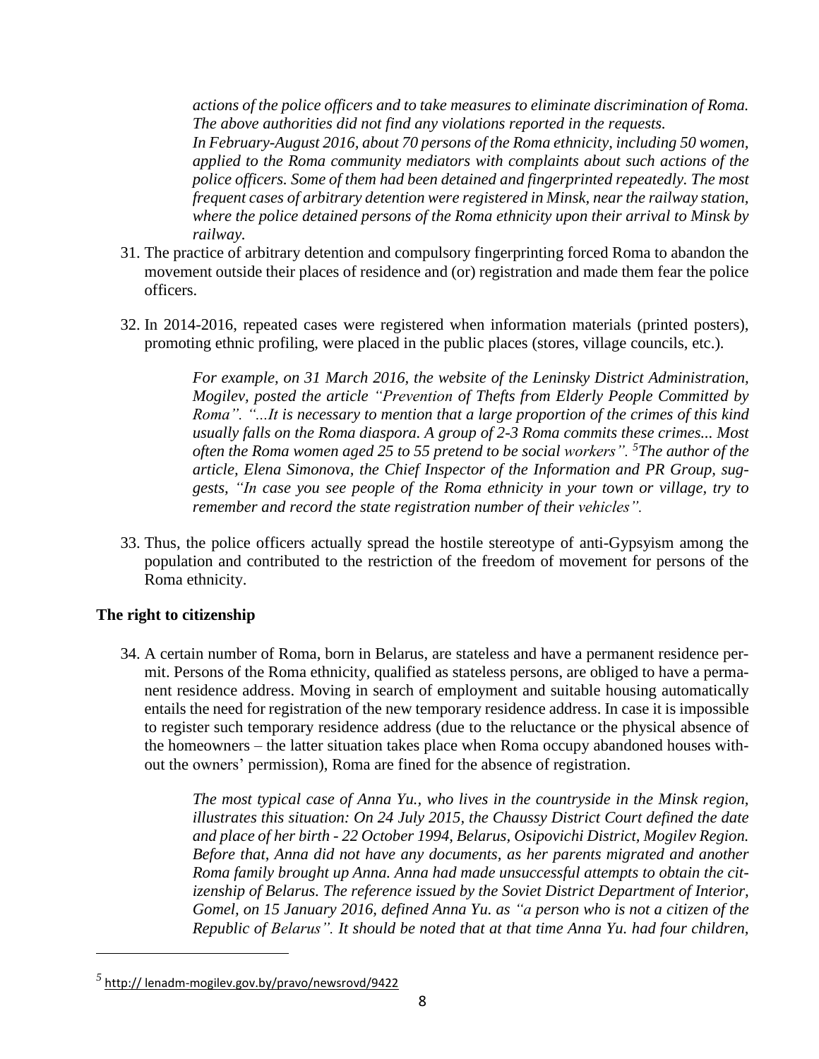*actions of the police officers and to take measures to eliminate discrimination of Roma. The above authorities did not find any violations reported in the requests.*

*In February-August 2016, about 70 persons of the Roma ethnicity, including 50 women, applied to the Roma community mediators with complaints about such actions of the police officers. Some of them had been detained and fingerprinted repeatedly. The most frequent cases of arbitrary detention were registered in Minsk, near the railway station, where the police detained persons of the Roma ethnicity upon their arrival to Minsk by railway.*

31. The practice of arbitrary detention and compulsory fingerprinting forced Roma to abandon the movement outside their places of residence and (or) registration and made them fear the police officers.

32. In 2014-2016, repeated cases were registered when information materials (printed posters), promoting ethnic profiling, were placed in the public places (stores, village councils, etc.).

> *For example, on 31 March 2016, the website of the Leninsky District Administration, Mogilev, posted the article "Prevention of Thefts from Elderly People Committed by Roma". "...It is necessary to mention that a large proportion of the crimes of this kind usually falls on the Roma diaspora. A group of 2-3 Roma commits these crimes... Most often the Roma women aged 25 to 55 pretend to be social workers".* [5] *The author of the article, Elena Simonova, the Chief Inspector of the Information and PR Group, suggests, "In case you see people of the Roma ethnicity in your town or village, try to remember and record the state registration number of their vehicles".*

33. Thus, the police officers actually spread the hostile stereotype of anti-Gypsyism among the population and contributed to the restriction of the freedom of movement for persons of the Roma ethnicity.

### The right to citizenship

34. A certain number of Roma, born in Belarus, are stateless and have a permanent residence permit. Persons of the Roma ethnicity, qualified as stateless persons, are obliged to have a permanent residence address. Moving in search of employment and suitable housing automatically entails the need for registration of the new temporary residence address. In case it is impossible to register such temporary residence address (due to the reluctance or the physical absence of the homeowners – the latter situation takes place when Roma occupy abandoned houses without the owners' permission), Roma are fined for the absence of registration.

> *The most typical case of Anna Yu., who lives in the countryside in the Minsk region, illustrates this situation: On 24 July 2015, the Chaussy District Court defined the date and place of her birth - 22 October 1994, Belarus, Osipovichi District, Mogilev Region. Before that, Anna did not have any documents, as her parents migrated and another Roma family brought up Anna. Anna had made unsuccessful attempts to obtain the citizenship of Belarus. The reference issued by the Soviet District Department of Interior, Gomel, on 15 January 2016, defined Anna Yu. as "a person who is not a citizen of the Republic of Belarus". It should be noted that at that time Anna Yu. had four children,*

[5] http:// lenadm-mogilev.gov.by/pravo/newsrovd/9422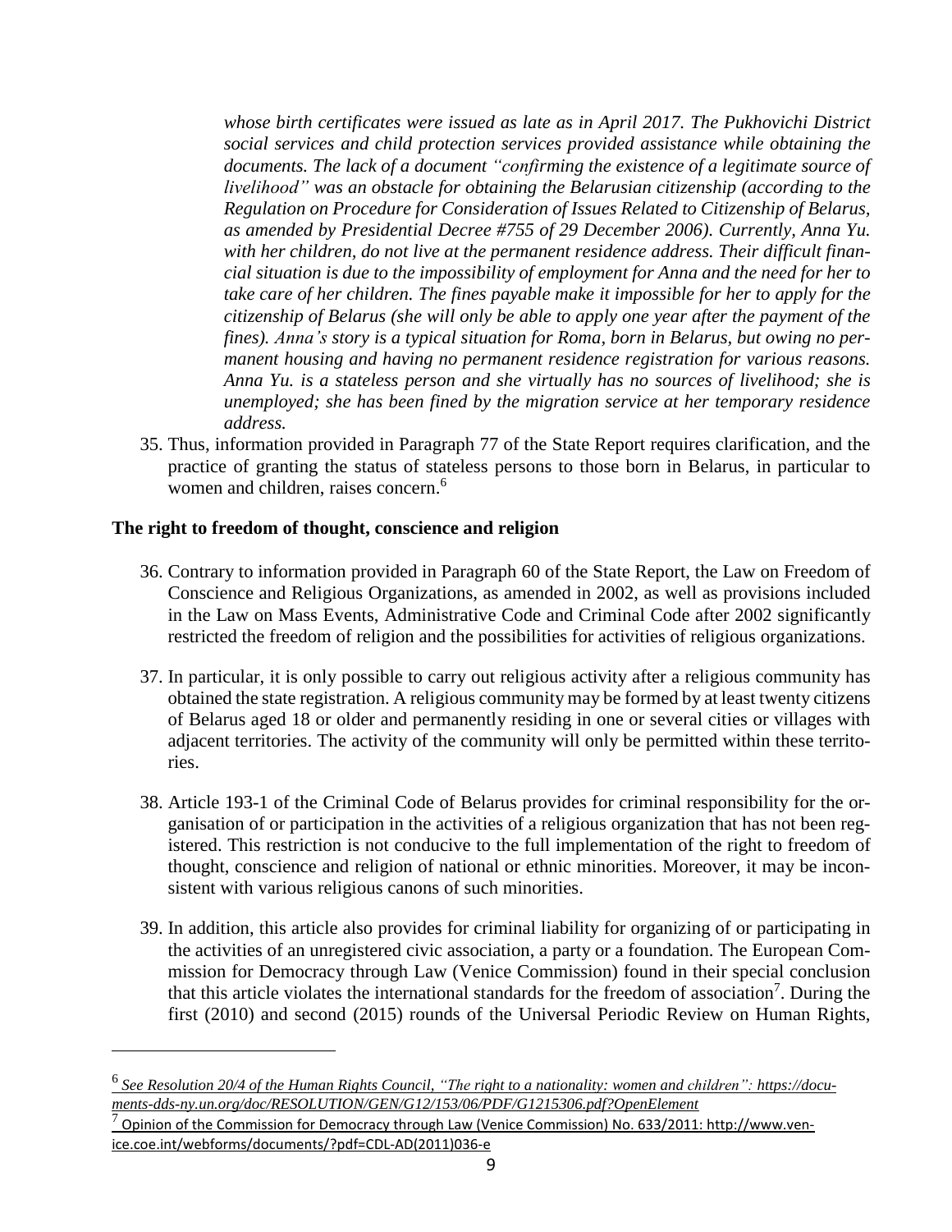*whose birth certificates were issued as late as in April 2017. The Pukhovichi District social services and child protection services provided assistance while obtaining the documents. The lack of a document "confirming the existence of a legitimate source of livelihood" was an obstacle for obtaining the Belarusian citizenship (according to the Regulation on Procedure for Consideration of Issues Related to Citizenship of Belarus, as amended by Presidential Decree #755 of 29 December 2006). Currently, Anna Yu. with her children, do not live at the permanent residence address. Their difficult financial situation is due to the impossibility of employment for Anna and the need for her to take care of her children. The fines payable make it impossible for her to apply for the citizenship of Belarus (she will only be able to apply one year after the payment of the fines). Anna's story is a typical situation for Roma, born in Belarus, but owing no permanent housing and having no permanent residence registration for various reasons. Anna Yu. is a stateless person and she virtually has no sources of livelihood; she is unemployed; she has been fined by the migration service at her temporary residence address.*

35. Thus, information provided in Paragraph 77 of the State Report requires clarification, and the practice of granting the status of stateless persons to those born in Belarus, in particular to women and children, raises concern.[6]

**The right to freedom of thought, conscience and religion**

36. Contrary to information provided in Paragraph 60 of the State Report, the Law on Freedom of Conscience and Religious Organizations, as amended in 2002, as well as provisions included in the Law on Mass Events, Administrative Code and Criminal Code after 2002 significantly restricted the freedom of religion and the possibilities for activities of religious organizations.

37. In particular, it is only possible to carry out religious activity after a religious community has obtained the state registration. A religious community may be formed by at least twenty citizens of Belarus aged 18 or older and permanently residing in one or several cities or villages with adjacent territories. The activity of the community will only be permitted within these territories.

38. Article 193-1 of the Criminal Code of Belarus provides for criminal responsibility for the organisation of or participation in the activities of a religious organization that has not been registered. This restriction is not conducive to the full implementation of the right to freedom of thought, conscience and religion of national or ethnic minorities. Moreover, it may be inconsistent with various religious canons of such minorities.

39. In addition, this article also provides for criminal liability for organizing of or participating in the activities of an unregistered civic association, a party or a foundation. The European Commission for Democracy through Law (Venice Commission) found in their special conclusion that this article violates the international standards for the freedom of association[7]. During the first (2010) and second (2015) rounds of the Universal Periodic Review on Human Rights,

---

[6] *See Resolution 20/4 of the Human Rights Council, "The right to a nationality: women and children": https://documents-dds-ny.un.org/doc/RESOLUTION/GEN/G12/153/06/PDF/G1215306.pdf?OpenElement*

[7] Opinion of the Commission for Democracy through Law (Venice Commission) No. 633/2011: http://www.venice.coe.int/webforms/documents/?pdf=CDL-AD(2011)036-e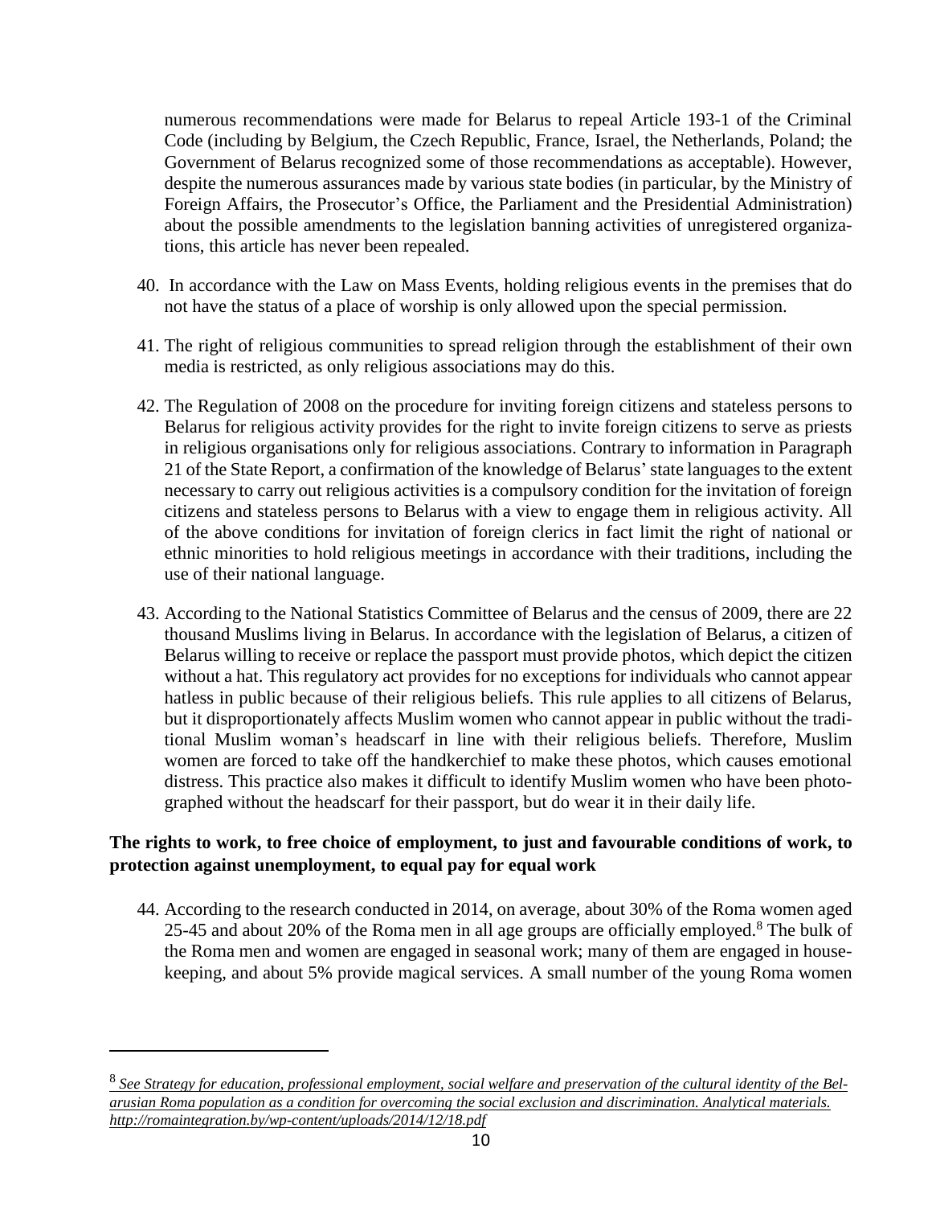numerous recommendations were made for Belarus to repeal Article 193-1 of the Criminal Code (including by Belgium, the Czech Republic, France, Israel, the Netherlands, Poland; the Government of Belarus recognized some of those recommendations as acceptable). However, despite the numerous assurances made by various state bodies (in particular, by the Ministry of Foreign Affairs, the Prosecutor's Office, the Parliament and the Presidential Administration) about the possible amendments to the legislation banning activities of unregistered organizations, this article has never been repealed.

40. In accordance with the Law on Mass Events, holding religious events in the premises that do not have the status of a place of worship is only allowed upon the special permission.

41. The right of religious communities to spread religion through the establishment of their own media is restricted, as only religious associations may do this.

42. The Regulation of 2008 on the procedure for inviting foreign citizens and stateless persons to Belarus for religious activity provides for the right to invite foreign citizens to serve as priests in religious organisations only for religious associations. Contrary to information in Paragraph 21 of the State Report, a confirmation of the knowledge of Belarus' state languages to the extent necessary to carry out religious activities is a compulsory condition for the invitation of foreign citizens and stateless persons to Belarus with a view to engage them in religious activity. All of the above conditions for invitation of foreign clerics in fact limit the right of national or ethnic minorities to hold religious meetings in accordance with their traditions, including the use of their national language.

43. According to the National Statistics Committee of Belarus and the census of 2009, there are 22 thousand Muslims living in Belarus. In accordance with the legislation of Belarus, a citizen of Belarus willing to receive or replace the passport must provide photos, which depict the citizen without a hat. This regulatory act provides for no exceptions for individuals who cannot appear hatless in public because of their religious beliefs. This rule applies to all citizens of Belarus, but it disproportionately affects Muslim women who cannot appear in public without the traditional Muslim woman's headscarf in line with their religious beliefs. Therefore, Muslim women are forced to take off the handkerchief to make these photos, which causes emotional distress. This practice also makes it difficult to identify Muslim women who have been photographed without the headscarf for their passport, but do wear it in their daily life.

**The rights to work, to free choice of employment, to just and favourable conditions of work, to protection against unemployment, to equal pay for equal work**

44. According to the research conducted in 2014, on average, about 30% of the Roma women aged 25-45 and about 20% of the Roma men in all age groups are officially employed.[8] The bulk of the Roma men and women are engaged in seasonal work; many of them are engaged in housekeeping, and about 5% provide magical services. A small number of the young Roma women

---

[8] *See Strategy for education, professional employment, social welfare and preservation of the cultural identity of the Belarusian Roma population as a condition for overcoming the social exclusion and discrimination. Analytical materials. http://romaintegration.by/wp-content/uploads/2014/12/18.pdf*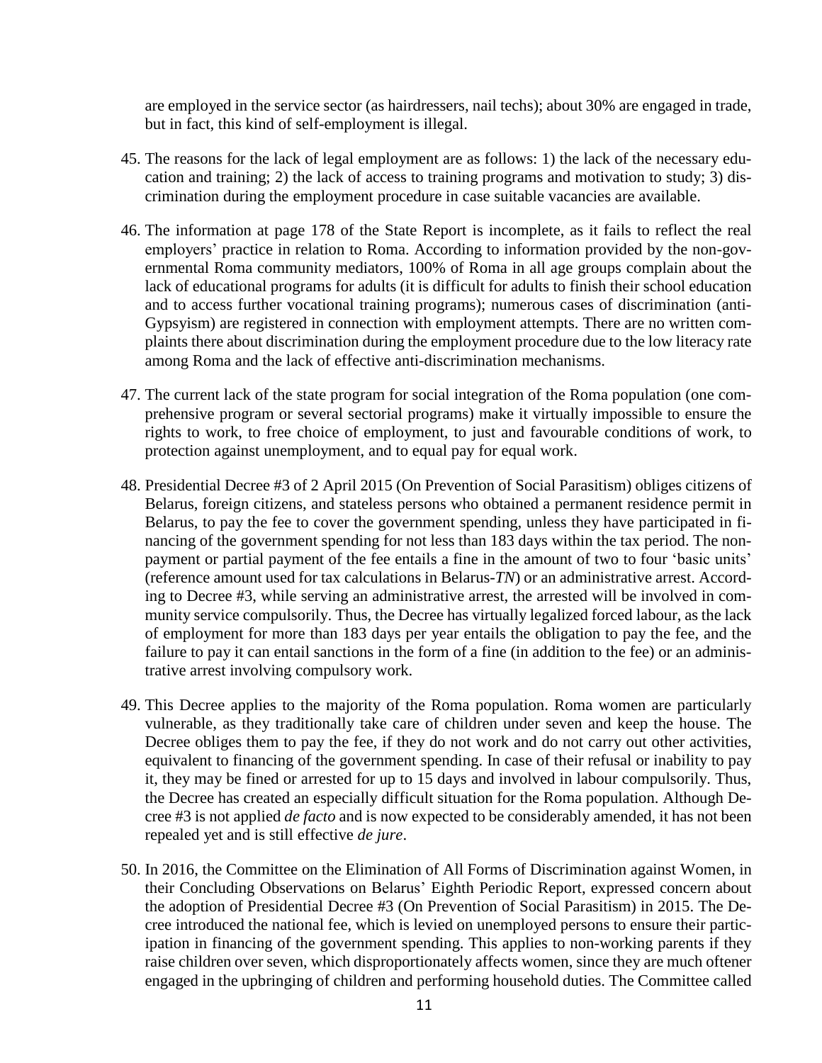are employed in the service sector (as hairdressers, nail techs); about 30% are engaged in trade, but in fact, this kind of self-employment is illegal.

45. The reasons for the lack of legal employment are as follows: 1) the lack of the necessary education and training; 2) the lack of access to training programs and motivation to study; 3) discrimination during the employment procedure in case suitable vacancies are available.

46. The information at page 178 of the State Report is incomplete, as it fails to reflect the real employers' practice in relation to Roma. According to information provided by the non-governmental Roma community mediators, 100% of Roma in all age groups complain about the lack of educational programs for adults (it is difficult for adults to finish their school education and to access further vocational training programs); numerous cases of discrimination (anti-Gypsyism) are registered in connection with employment attempts. There are no written complaints there about discrimination during the employment procedure due to the low literacy rate among Roma and the lack of effective anti-discrimination mechanisms.

47. The current lack of the state program for social integration of the Roma population (one comprehensive program or several sectorial programs) make it virtually impossible to ensure the rights to work, to free choice of employment, to just and favourable conditions of work, to protection against unemployment, and to equal pay for equal work.

48. Presidential Decree #3 of 2 April 2015 (On Prevention of Social Parasitism) obliges citizens of Belarus, foreign citizens, and stateless persons who obtained a permanent residence permit in Belarus, to pay the fee to cover the government spending, unless they have participated in financing of the government spending for not less than 183 days within the tax period. The non-payment or partial payment of the fee entails a fine in the amount of two to four 'basic units' (reference amount used for tax calculations in Belarus-*TN*) or an administrative arrest. According to Decree #3, while serving an administrative arrest, the arrested will be involved in community service compulsorily. Thus, the Decree has virtually legalized forced labour, as the lack of employment for more than 183 days per year entails the obligation to pay the fee, and the failure to pay it can entail sanctions in the form of a fine (in addition to the fee) or an administrative arrest involving compulsory work.

49. This Decree applies to the majority of the Roma population. Roma women are particularly vulnerable, as they traditionally take care of children under seven and keep the house. The Decree obliges them to pay the fee, if they do not work and do not carry out other activities, equivalent to financing of the government spending. In case of their refusal or inability to pay it, they may be fined or arrested for up to 15 days and involved in labour compulsorily. Thus, the Decree has created an especially difficult situation for the Roma population. Although Decree #3 is not applied *de facto* and is now expected to be considerably amended, it has not been repealed yet and is still effective *de jure*.

50. In 2016, the Committee on the Elimination of All Forms of Discrimination against Women, in their Concluding Observations on Belarus' Eighth Periodic Report, expressed concern about the adoption of Presidential Decree #3 (On Prevention of Social Parasitism) in 2015. The Decree introduced the national fee, which is levied on unemployed persons to ensure their participation in financing of the government spending. This applies to non-working parents if they raise children over seven, which disproportionately affects women, since they are much oftener engaged in the upbringing of children and performing household duties. The Committee called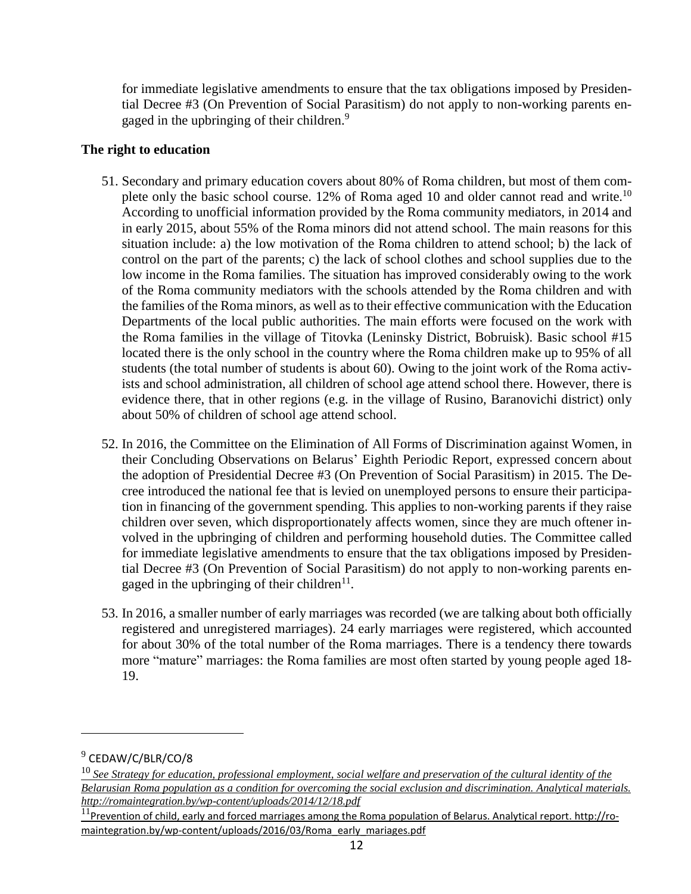for immediate legislative amendments to ensure that the tax obligations imposed by Presidential Decree #3 (On Prevention of Social Parasitism) do not apply to non-working parents engaged in the upbringing of their children.[9]

**The right to education**

51. Secondary and primary education covers about 80% of Roma children, but most of them complete only the basic school course. 12% of Roma aged 10 and older cannot read and write.[10] According to unofficial information provided by the Roma community mediators, in 2014 and in early 2015, about 55% of the Roma minors did not attend school. The main reasons for this situation include: a) the low motivation of the Roma children to attend school; b) the lack of control on the part of the parents; c) the lack of school clothes and school supplies due to the low income in the Roma families. The situation has improved considerably owing to the work of the Roma community mediators with the schools attended by the Roma children and with the families of the Roma minors, as well as to their effective communication with the Education Departments of the local public authorities. The main efforts were focused on the work with the Roma families in the village of Titovka (Leninsky District, Bobruisk). Basic school #15 located there is the only school in the country where the Roma children make up to 95% of all students (the total number of students is about 60). Owing to the joint work of the Roma activists and school administration, all children of school age attend school there. However, there is evidence there, that in other regions (e.g. in the village of Rusino, Baranovichi district) only about 50% of children of school age attend school.

52. In 2016, the Committee on the Elimination of All Forms of Discrimination against Women, in their Concluding Observations on Belarus' Eighth Periodic Report, expressed concern about the adoption of Presidential Decree #3 (On Prevention of Social Parasitism) in 2015. The Decree introduced the national fee that is levied on unemployed persons to ensure their participation in financing of the government spending. This applies to non-working parents if they raise children over seven, which disproportionately affects women, since they are much oftener involved in the upbringing of children and performing household duties. The Committee called for immediate legislative amendments to ensure that the tax obligations imposed by Presidential Decree #3 (On Prevention of Social Parasitism) do not apply to non-working parents engaged in the upbringing of their children[11].

53. In 2016, a smaller number of early marriages was recorded (we are talking about both officially registered and unregistered marriages). 24 early marriages were registered, which accounted for about 30% of the total number of the Roma marriages. There is a tendency there towards more "mature" marriages: the Roma families are most often started by young people aged 18-19.

---

[9] CEDAW/C/BLR/CO/8

[10] *See Strategy for education, professional employment, social welfare and preservation of the cultural identity of the Belarusian Roma population as a condition for overcoming the social exclusion and discrimination. Analytical materials. http://romaintegration.by/wp-content/uploads/2014/12/18.pdf*

[11] Prevention of child, early and forced marriages among the Roma population of Belarus. Analytical report. http://romaintegration.by/wp-content/uploads/2016/03/Roma_early_mariages.pdf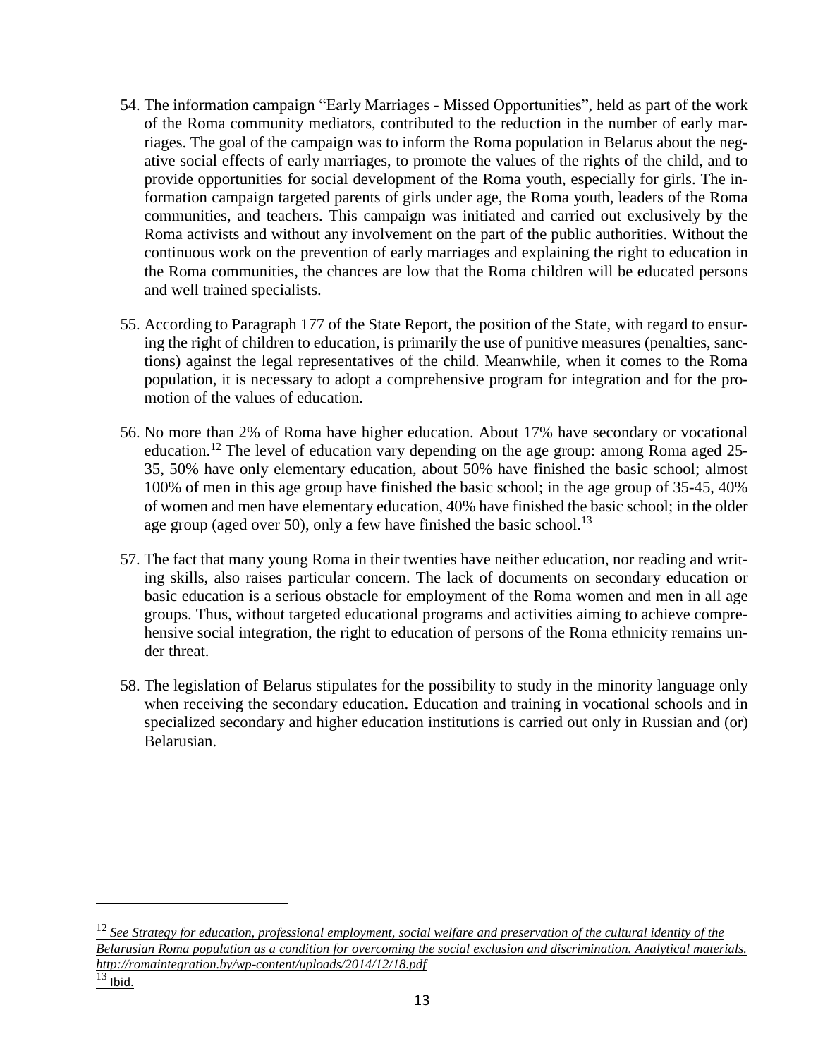54. The information campaign "Early Marriages - Missed Opportunities", held as part of the work of the Roma community mediators, contributed to the reduction in the number of early marriages. The goal of the campaign was to inform the Roma population in Belarus about the negative social effects of early marriages, to promote the values of the rights of the child, and to provide opportunities for social development of the Roma youth, especially for girls. The information campaign targeted parents of girls under age, the Roma youth, leaders of the Roma communities, and teachers. This campaign was initiated and carried out exclusively by the Roma activists and without any involvement on the part of the public authorities. Without the continuous work on the prevention of early marriages and explaining the right to education in the Roma communities, the chances are low that the Roma children will be educated persons and well trained specialists.

55. According to Paragraph 177 of the State Report, the position of the State, with regard to ensuring the right of children to education, is primarily the use of punitive measures (penalties, sanctions) against the legal representatives of the child. Meanwhile, when it comes to the Roma population, it is necessary to adopt a comprehensive program for integration and for the promotion of the values of education.

56. No more than 2% of Roma have higher education. About 17% have secondary or vocational education.[12] The level of education vary depending on the age group: among Roma aged 25-35, 50% have only elementary education, about 50% have finished the basic school; almost 100% of men in this age group have finished the basic school; in the age group of 35-45, 40% of women and men have elementary education, 40% have finished the basic school; in the older age group (aged over 50), only a few have finished the basic school.[13]

57. The fact that many young Roma in their twenties have neither education, nor reading and writing skills, also raises particular concern. The lack of documents on secondary education or basic education is a serious obstacle for employment of the Roma women and men in all age groups. Thus, without targeted educational programs and activities aiming to achieve comprehensive social integration, the right to education of persons of the Roma ethnicity remains under threat.

58. The legislation of Belarus stipulates for the possibility to study in the minority language only when receiving the secondary education. Education and training in vocational schools and in specialized secondary and higher education institutions is carried out only in Russian and (or) Belarusian.

---

[12] *See Strategy for education, professional employment, social welfare and preservation of the cultural identity of the Belarusian Roma population as a condition for overcoming the social exclusion and discrimination. Analytical materials. http://romaintegration.by/wp-content/uploads/2014/12/18.pdf*

[13] Ibid.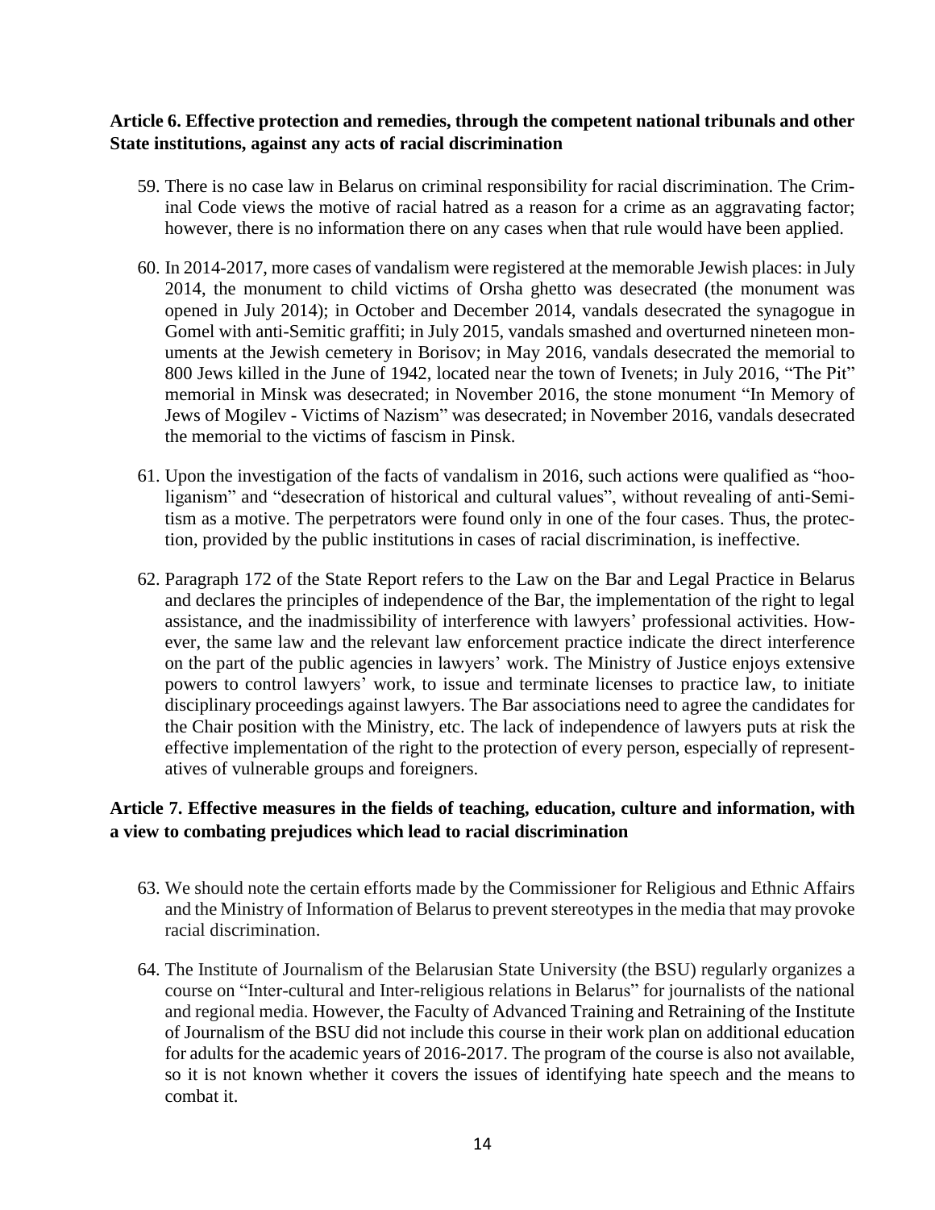**Article 6. Effective protection and remedies, through the competent national tribunals and other State institutions, against any acts of racial discrimination**

59. There is no case law in Belarus on criminal responsibility for racial discrimination. The Criminal Code views the motive of racial hatred as a reason for a crime as an aggravating factor; however, there is no information there on any cases when that rule would have been applied.

60. In 2014-2017, more cases of vandalism were registered at the memorable Jewish places: in July 2014, the monument to child victims of Orsha ghetto was desecrated (the monument was opened in July 2014); in October and December 2014, vandals desecrated the synagogue in Gomel with anti-Semitic graffiti; in July 2015, vandals smashed and overturned nineteen monuments at the Jewish cemetery in Borisov; in May 2016, vandals desecrated the memorial to 800 Jews killed in the June of 1942, located near the town of Ivenets; in July 2016, "The Pit" memorial in Minsk was desecrated; in November 2016, the stone monument "In Memory of Jews of Mogilev - Victims of Nazism" was desecrated; in November 2016, vandals desecrated the memorial to the victims of fascism in Pinsk.

61. Upon the investigation of the facts of vandalism in 2016, such actions were qualified as "hooliganism" and "desecration of historical and cultural values", without revealing of anti-Semitism as a motive. The perpetrators were found only in one of the four cases. Thus, the protection, provided by the public institutions in cases of racial discrimination, is ineffective.

62. Paragraph 172 of the State Report refers to the Law on the Bar and Legal Practice in Belarus and declares the principles of independence of the Bar, the implementation of the right to legal assistance, and the inadmissibility of interference with lawyers' professional activities. However, the same law and the relevant law enforcement practice indicate the direct interference on the part of the public agencies in lawyers' work. The Ministry of Justice enjoys extensive powers to control lawyers' work, to issue and terminate licenses to practice law, to initiate disciplinary proceedings against lawyers. The Bar associations need to agree the candidates for the Chair position with the Ministry, etc. The lack of independence of lawyers puts at risk the effective implementation of the right to the protection of every person, especially of representatives of vulnerable groups and foreigners.

**Article 7. Effective measures in the fields of teaching, education, culture and information, with a view to combating prejudices which lead to racial discrimination**

63. We should note the certain efforts made by the Commissioner for Religious and Ethnic Affairs and the Ministry of Information of Belarus to prevent stereotypes in the media that may provoke racial discrimination.

64. The Institute of Journalism of the Belarusian State University (the BSU) regularly organizes a course on "Inter-cultural and Inter-religious relations in Belarus" for journalists of the national and regional media. However, the Faculty of Advanced Training and Retraining of the Institute of Journalism of the BSU did not include this course in their work plan on additional education for adults for the academic years of 2016-2017. The program of the course is also not available, so it is not known whether it covers the issues of identifying hate speech and the means to combat it.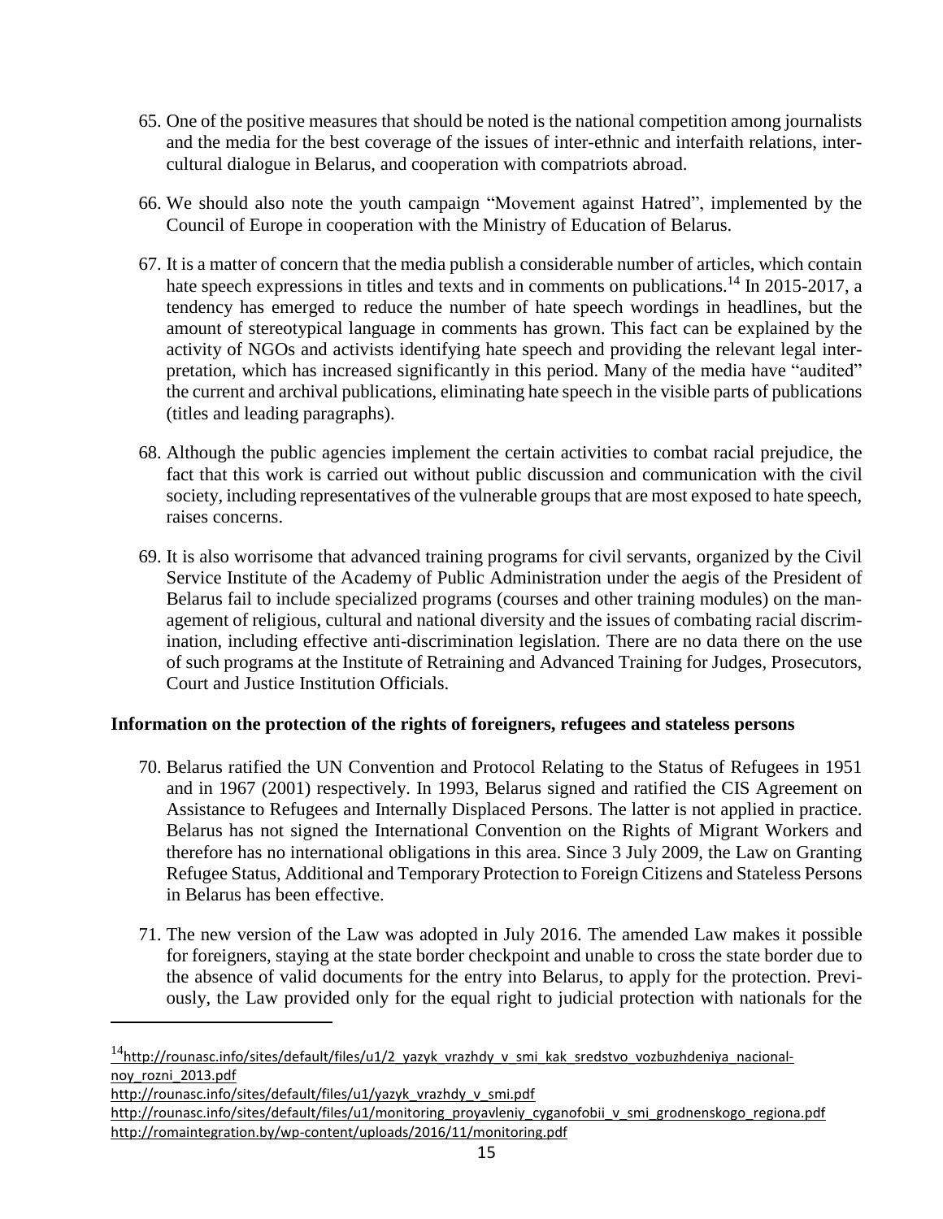65. One of the positive measures that should be noted is the national competition among journalists and the media for the best coverage of the issues of inter-ethnic and interfaith relations, inter-cultural dialogue in Belarus, and cooperation with compatriots abroad.

66. We should also note the youth campaign "Movement against Hatred", implemented by the Council of Europe in cooperation with the Ministry of Education of Belarus.

67. It is a matter of concern that the media publish a considerable number of articles, which contain hate speech expressions in titles and texts and in comments on publications.[14] In 2015-2017, a tendency has emerged to reduce the number of hate speech wordings in headlines, but the amount of stereotypical language in comments has grown. This fact can be explained by the activity of NGOs and activists identifying hate speech and providing the relevant legal interpretation, which has increased significantly in this period. Many of the media have "audited" the current and archival publications, eliminating hate speech in the visible parts of publications (titles and leading paragraphs).

68. Although the public agencies implement the certain activities to combat racial prejudice, the fact that this work is carried out without public discussion and communication with the civil society, including representatives of the vulnerable groups that are most exposed to hate speech, raises concerns.

69. It is also worrisome that advanced training programs for civil servants, organized by the Civil Service Institute of the Academy of Public Administration under the aegis of the President of Belarus fail to include specialized programs (courses and other training modules) on the management of religious, cultural and national diversity and the issues of combating racial discrimination, including effective anti-discrimination legislation. There are no data there on the use of such programs at the Institute of Retraining and Advanced Training for Judges, Prosecutors, Court and Justice Institution Officials.

**Information on the protection of the rights of foreigners, refugees and stateless persons**

70. Belarus ratified the UN Convention and Protocol Relating to the Status of Refugees in 1951 and in 1967 (2001) respectively. In 1993, Belarus signed and ratified the CIS Agreement on Assistance to Refugees and Internally Displaced Persons. The latter is not applied in practice. Belarus has not signed the International Convention on the Rights of Migrant Workers and therefore has no international obligations in this area. Since 3 July 2009, the Law on Granting Refugee Status, Additional and Temporary Protection to Foreign Citizens and Stateless Persons in Belarus has been effective.

71. The new version of the Law was adopted in July 2016. The amended Law makes it possible for foreigners, staying at the state border checkpoint and unable to cross the state border due to the absence of valid documents for the entry into Belarus, to apply for the protection. Previously, the Law provided only for the equal right to judicial protection with nationals for the

---

[14] http://rounasc.info/sites/default/files/u1/2_yazyk_vrazhdy_v_smi_kak_sredstvo_vozbuzhdeniya_nacional-noy_rozni_2013.pdf
http://rounasc.info/sites/default/files/u1/yazyk_vrazhdy_v_smi.pdf
http://rounasc.info/sites/default/files/u1/monitoring_proyavleniy_cyganofobii_v_smi_grodnenskogo_regiona.pdf
http://romaintegration.by/wp-content/uploads/2016/11/monitoring.pdf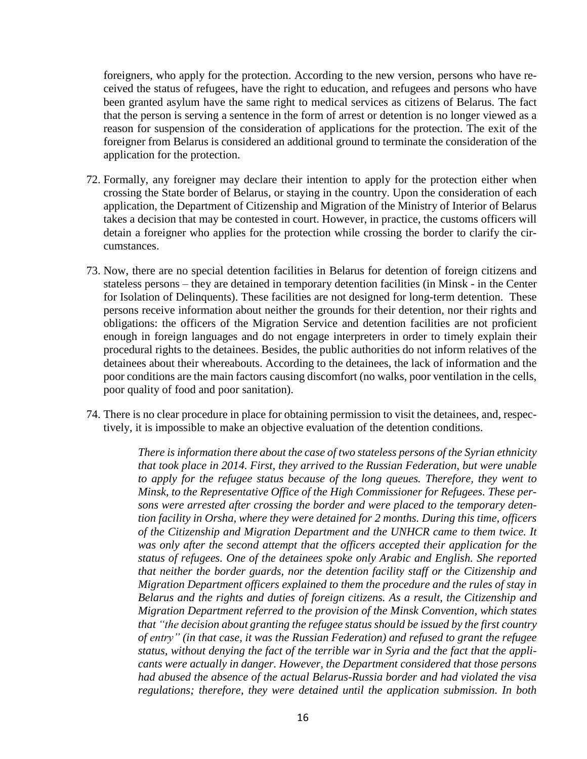foreigners, who apply for the protection. According to the new version, persons who have received the status of refugees, have the right to education, and refugees and persons who have been granted asylum have the same right to medical services as citizens of Belarus. The fact that the person is serving a sentence in the form of arrest or detention is no longer viewed as a reason for suspension of the consideration of applications for the protection. The exit of the foreigner from Belarus is considered an additional ground to terminate the consideration of the application for the protection.

72. Formally, any foreigner may declare their intention to apply for the protection either when crossing the State border of Belarus, or staying in the country. Upon the consideration of each application, the Department of Citizenship and Migration of the Ministry of Interior of Belarus takes a decision that may be contested in court. However, in practice, the customs officers will detain a foreigner who applies for the protection while crossing the border to clarify the circumstances.

73. Now, there are no special detention facilities in Belarus for detention of foreign citizens and stateless persons – they are detained in temporary detention facilities (in Minsk - in the Center for Isolation of Delinquents). These facilities are not designed for long-term detention. These persons receive information about neither the grounds for their detention, nor their rights and obligations: the officers of the Migration Service and detention facilities are not proficient enough in foreign languages and do not engage interpreters in order to timely explain their procedural rights to the detainees. Besides, the public authorities do not inform relatives of the detainees about their whereabouts. According to the detainees, the lack of information and the poor conditions are the main factors causing discomfort (no walks, poor ventilation in the cells, poor quality of food and poor sanitation).

74. There is no clear procedure in place for obtaining permission to visit the detainees, and, respectively, it is impossible to make an objective evaluation of the detention conditions.

> *There is information there about the case of two stateless persons of the Syrian ethnicity that took place in 2014. First, they arrived to the Russian Federation, but were unable to apply for the refugee status because of the long queues. Therefore, they went to Minsk, to the Representative Office of the High Commissioner for Refugees. These persons were arrested after crossing the border and were placed to the temporary detention facility in Orsha, where they were detained for 2 months. During this time, officers of the Citizenship and Migration Department and the UNHCR came to them twice. It was only after the second attempt that the officers accepted their application for the status of refugees. One of the detainees spoke only Arabic and English. She reported that neither the border guards, nor the detention facility staff or the Citizenship and Migration Department officers explained to them the procedure and the rules of stay in Belarus and the rights and duties of foreign citizens. As a result, the Citizenship and Migration Department referred to the provision of the Minsk Convention, which states that "the decision about granting the refugee status should be issued by the first country of entry" (in that case, it was the Russian Federation) and refused to grant the refugee status, without denying the fact of the terrible war in Syria and the fact that the applicants were actually in danger. However, the Department considered that those persons had abused the absence of the actual Belarus-Russia border and had violated the visa regulations; therefore, they were detained until the application submission. In both*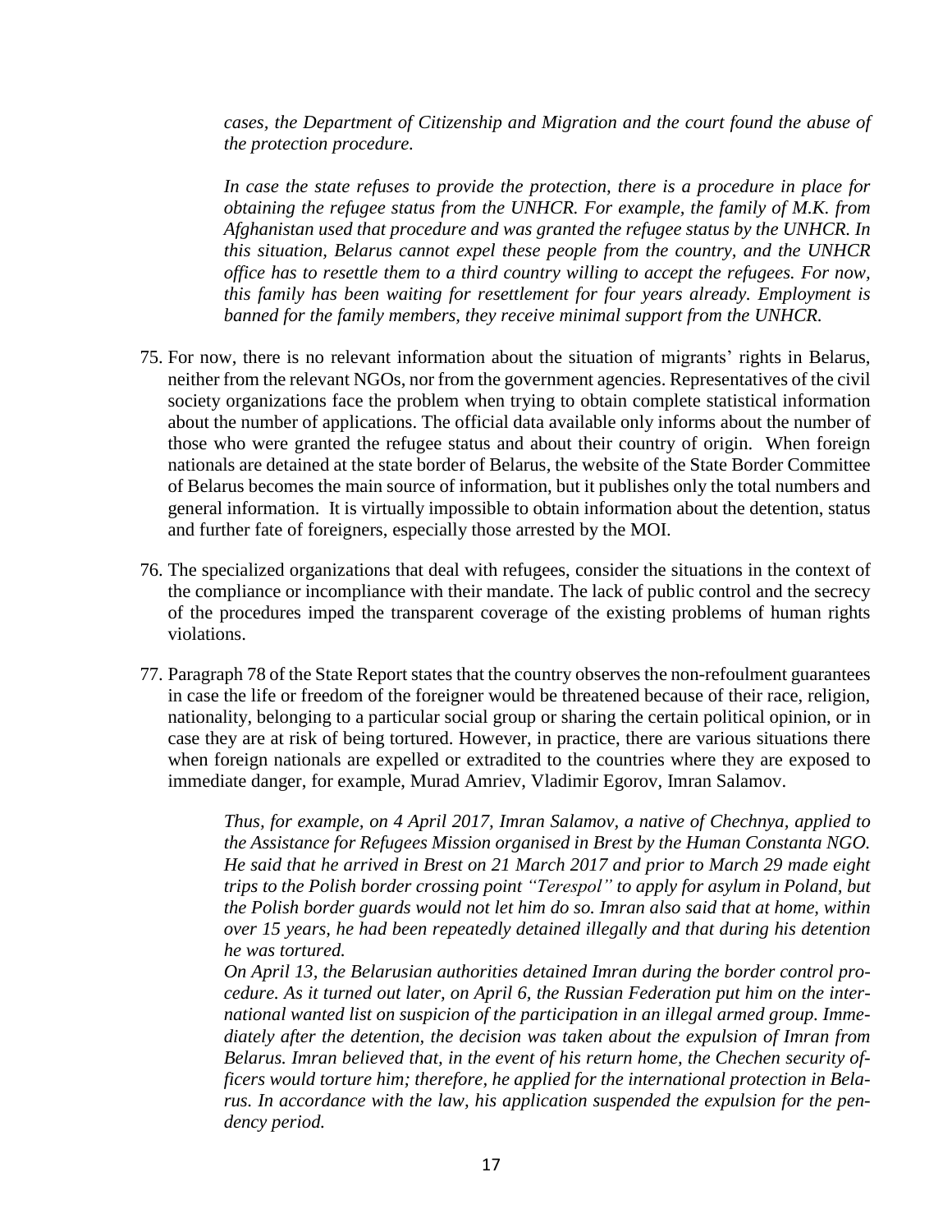*cases, the Department of Citizenship and Migration and the court found the abuse of the protection procedure.*

*In case the state refuses to provide the protection, there is a procedure in place for obtaining the refugee status from the UNHCR. For example, the family of M.K. from Afghanistan used that procedure and was granted the refugee status by the UNHCR. In this situation, Belarus cannot expel these people from the country, and the UNHCR office has to resettle them to a third country willing to accept the refugees. For now, this family has been waiting for resettlement for four years already. Employment is banned for the family members, they receive minimal support from the UNHCR.*

75. For now, there is no relevant information about the situation of migrants' rights in Belarus, neither from the relevant NGOs, nor from the government agencies. Representatives of the civil society organizations face the problem when trying to obtain complete statistical information about the number of applications. The official data available only informs about the number of those who were granted the refugee status and about their country of origin. When foreign nationals are detained at the state border of Belarus, the website of the State Border Committee of Belarus becomes the main source of information, but it publishes only the total numbers and general information. It is virtually impossible to obtain information about the detention, status and further fate of foreigners, especially those arrested by the MOI.

76. The specialized organizations that deal with refugees, consider the situations in the context of the compliance or incompliance with their mandate. The lack of public control and the secrecy of the procedures imped the transparent coverage of the existing problems of human rights violations.

77. Paragraph 78 of the State Report states that the country observes the non-refoulment guarantees in case the life or freedom of the foreigner would be threatened because of their race, religion, nationality, belonging to a particular social group or sharing the certain political opinion, or in case they are at risk of being tortured. However, in practice, there are various situations there when foreign nationals are expelled or extradited to the countries where they are exposed to immediate danger, for example, Murad Amriev, Vladimir Egorov, Imran Salamov.

*Thus, for example, on 4 April 2017, Imran Salamov, a native of Chechnya, applied to the Assistance for Refugees Mission organised in Brest by the Human Constanta NGO. He said that he arrived in Brest on 21 March 2017 and prior to March 29 made eight trips to the Polish border crossing point "Terespol" to apply for asylum in Poland, but the Polish border guards would not let him do so. Imran also said that at home, within over 15 years, he had been repeatedly detained illegally and that during his detention he was tortured.*

*On April 13, the Belarusian authorities detained Imran during the border control procedure. As it turned out later, on April 6, the Russian Federation put him on the international wanted list on suspicion of the participation in an illegal armed group. Immediately after the detention, the decision was taken about the expulsion of Imran from Belarus. Imran believed that, in the event of his return home, the Chechen security officers would torture him; therefore, he applied for the international protection in Belarus. In accordance with the law, his application suspended the expulsion for the pendency period.*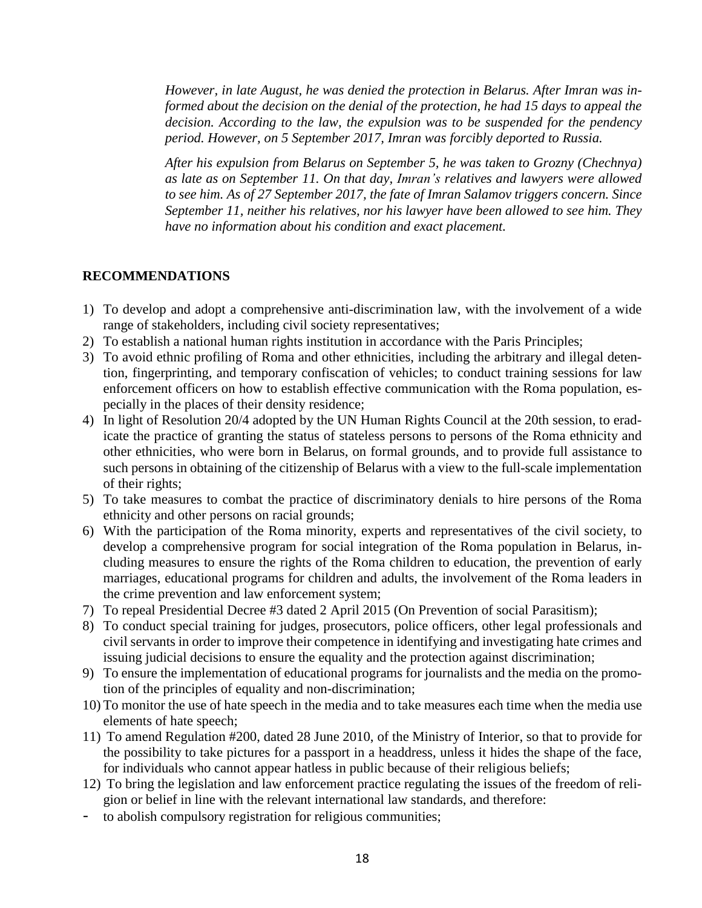*However, in late August, he was denied the protection in Belarus. After Imran was informed about the decision on the denial of the protection, he had 15 days to appeal the decision. According to the law, the expulsion was to be suspended for the pendency period. However, on 5 September 2017, Imran was forcibly deported to Russia.*

*After his expulsion from Belarus on September 5, he was taken to Grozny (Chechnya) as late as on September 11. On that day, Imran's relatives and lawyers were allowed to see him. As of 27 September 2017, the fate of Imran Salamov triggers concern. Since September 11, neither his relatives, nor his lawyer have been allowed to see him. They have no information about his condition and exact placement.*

## RECOMMENDATIONS

1) To develop and adopt a comprehensive anti-discrimination law, with the involvement of a wide range of stakeholders, including civil society representatives;
2) To establish a national human rights institution in accordance with the Paris Principles;
3) To avoid ethnic profiling of Roma and other ethnicities, including the arbitrary and illegal detention, fingerprinting, and temporary confiscation of vehicles; to conduct training sessions for law enforcement officers on how to establish effective communication with the Roma population, especially in the places of their density residence;
4) In light of Resolution 20/4 adopted by the UN Human Rights Council at the 20th session, to eradicate the practice of granting the status of stateless persons to persons of the Roma ethnicity and other ethnicities, who were born in Belarus, on formal grounds, and to provide full assistance to such persons in obtaining of the citizenship of Belarus with a view to the full-scale implementation of their rights;
5) To take measures to combat the practice of discriminatory denials to hire persons of the Roma ethnicity and other persons on racial grounds;
6) With the participation of the Roma minority, experts and representatives of the civil society, to develop a comprehensive program for social integration of the Roma population in Belarus, including measures to ensure the rights of the Roma children to education, the prevention of early marriages, educational programs for children and adults, the involvement of the Roma leaders in the crime prevention and law enforcement system;
7) To repeal Presidential Decree #3 dated 2 April 2015 (On Prevention of social Parasitism);
8) To conduct special training for judges, prosecutors, police officers, other legal professionals and civil servants in order to improve their competence in identifying and investigating hate crimes and issuing judicial decisions to ensure the equality and the protection against discrimination;
9) To ensure the implementation of educational programs for journalists and the media on the promotion of the principles of equality and non-discrimination;
10) To monitor the use of hate speech in the media and to take measures each time when the media use elements of hate speech;
11) To amend Regulation #200, dated 28 June 2010, of the Ministry of Interior, so that to provide for the possibility to take pictures for a passport in a headdress, unless it hides the shape of the face, for individuals who cannot appear hatless in public because of their religious beliefs;
12) To bring the legislation and law enforcement practice regulating the issues of the freedom of religion or belief in line with the relevant international law standards, and therefore:

- to abolish compulsory registration for religious communities;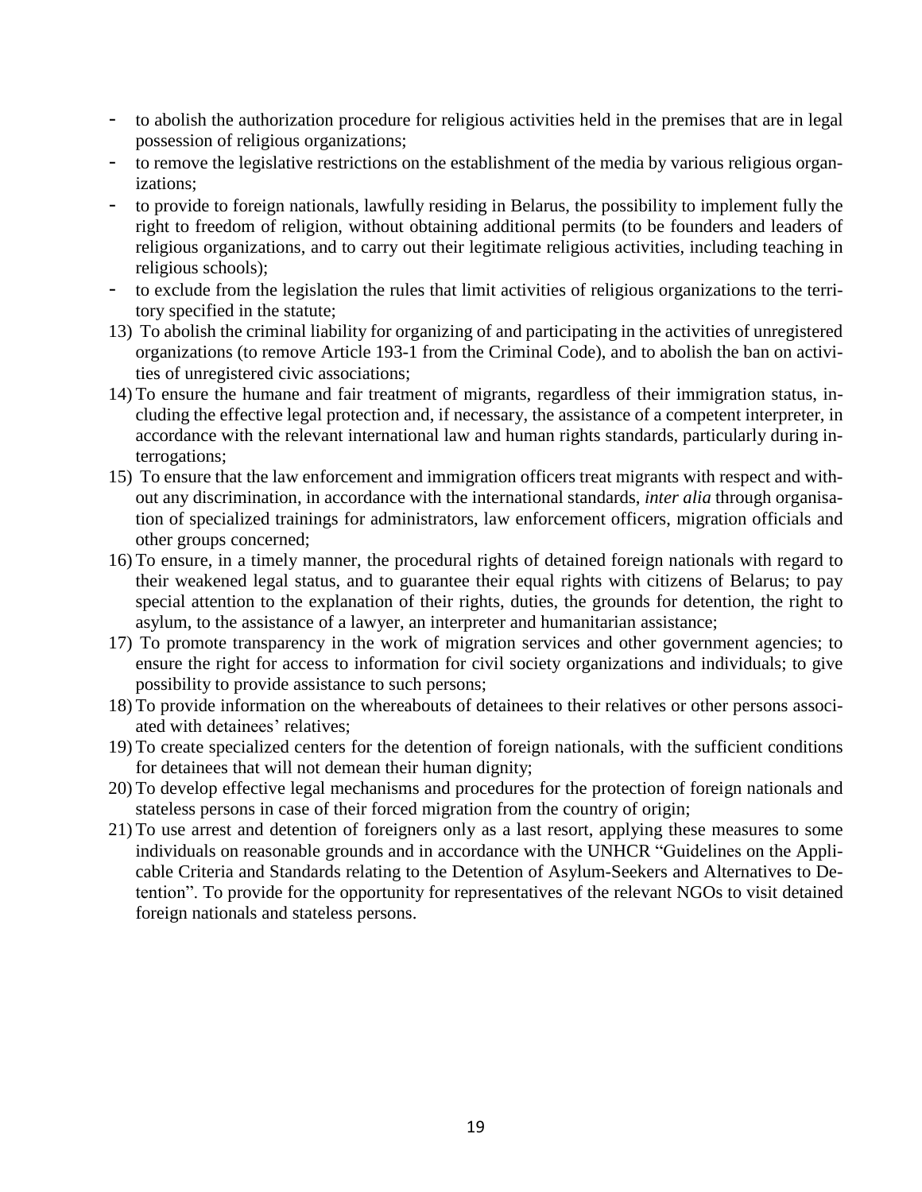- to abolish the authorization procedure for religious activities held in the premises that are in legal possession of religious organizations;
- to remove the legislative restrictions on the establishment of the media by various religious organizations;
- to provide to foreign nationals, lawfully residing in Belarus, the possibility to implement fully the right to freedom of religion, without obtaining additional permits (to be founders and leaders of religious organizations, and to carry out their legitimate religious activities, including teaching in religious schools);
- to exclude from the legislation the rules that limit activities of religious organizations to the territory specified in the statute;

13) To abolish the criminal liability for organizing of and participating in the activities of unregistered organizations (to remove Article 193-1 from the Criminal Code), and to abolish the ban on activities of unregistered civic associations;
14) To ensure the humane and fair treatment of migrants, regardless of their immigration status, including the effective legal protection and, if necessary, the assistance of a competent interpreter, in accordance with the relevant international law and human rights standards, particularly during interrogations;
15) To ensure that the law enforcement and immigration officers treat migrants with respect and without any discrimination, in accordance with the international standards, *inter alia* through organisation of specialized trainings for administrators, law enforcement officers, migration officials and other groups concerned;
16) To ensure, in a timely manner, the procedural rights of detained foreign nationals with regard to their weakened legal status, and to guarantee their equal rights with citizens of Belarus; to pay special attention to the explanation of their rights, duties, the grounds for detention, the right to asylum, to the assistance of a lawyer, an interpreter and humanitarian assistance;
17) To promote transparency in the work of migration services and other government agencies; to ensure the right for access to information for civil society organizations and individuals; to give possibility to provide assistance to such persons;
18) To provide information on the whereabouts of detainees to their relatives or other persons associated with detainees' relatives;
19) To create specialized centers for the detention of foreign nationals, with the sufficient conditions for detainees that will not demean their human dignity;
20) To develop effective legal mechanisms and procedures for the protection of foreign nationals and stateless persons in case of their forced migration from the country of origin;
21) To use arrest and detention of foreigners only as a last resort, applying these measures to some individuals on reasonable grounds and in accordance with the UNHCR "Guidelines on the Applicable Criteria and Standards relating to the Detention of Asylum-Seekers and Alternatives to Detention". To provide for the opportunity for representatives of the relevant NGOs to visit detained foreign nationals and stateless persons.